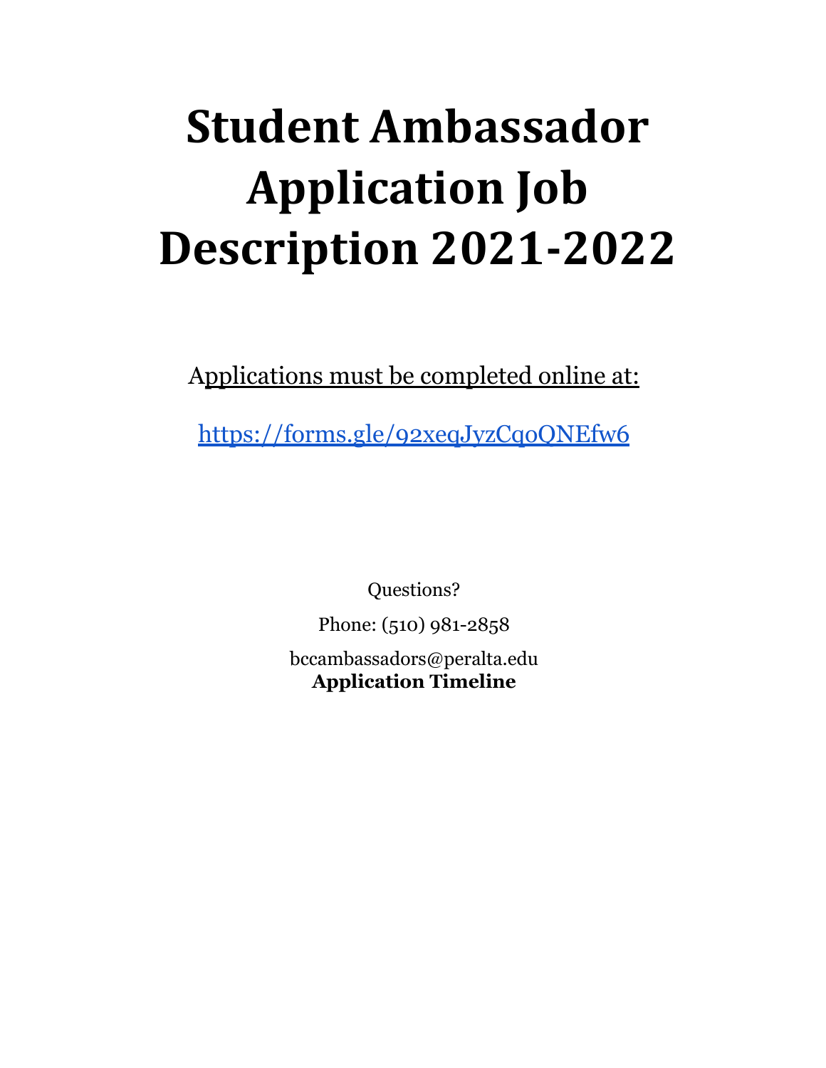# Student Ambassador Application Job Description 2021-2022

Applications must be completed online at:

https://forms.gle/92xeqJyzCqoQNEfw6

Questions?

Phone: (510) 981-2858

bccambassadors@peralta.edu

**Application Timeline**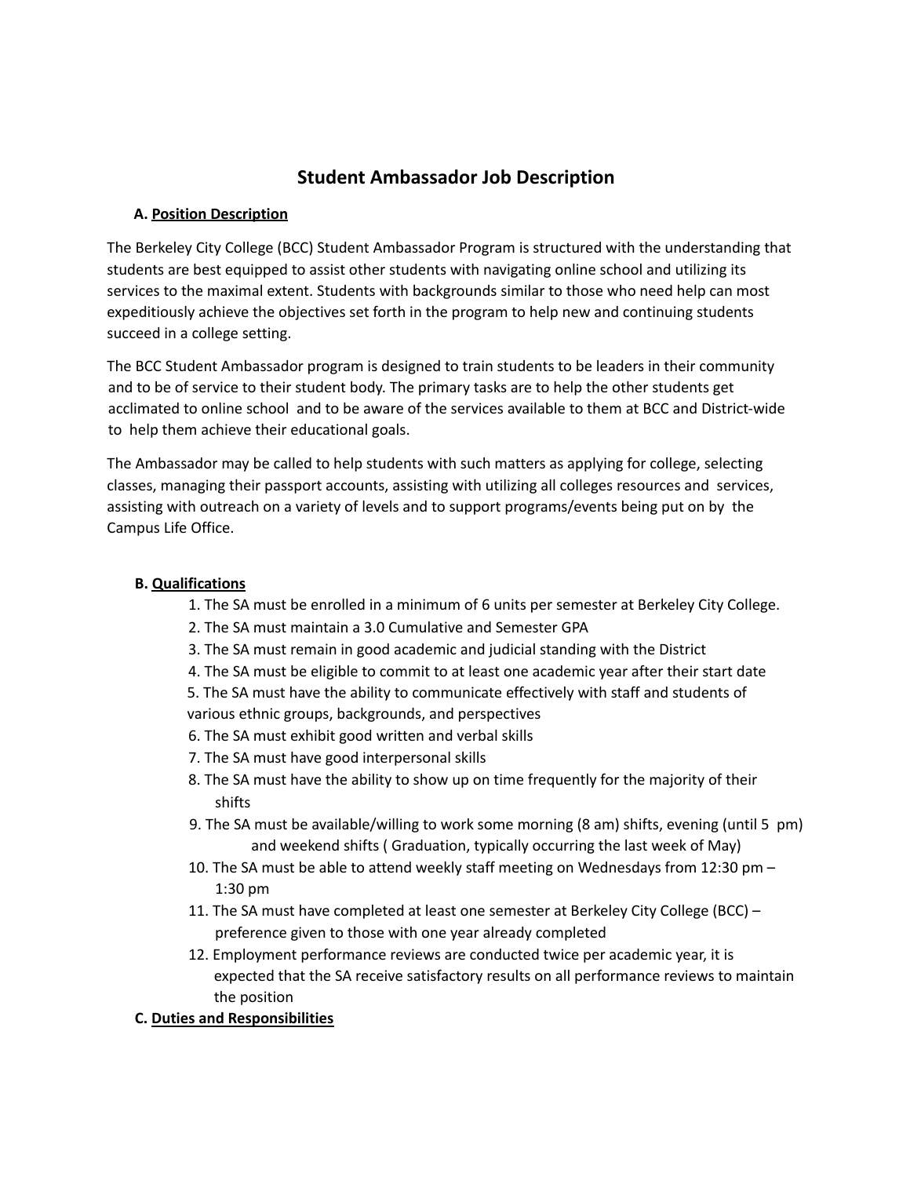# Student Ambassador Job Description

**A. Position Description**

The Berkeley City College (BCC) Student Ambassador Program is structured with the understanding that students are best equipped to assist other students with navigating online school and utilizing its services to the maximal extent. Students with backgrounds similar to those who need help can most expeditiously achieve the objectives set forth in the program to help new and continuing students succeed in a college setting.

The BCC Student Ambassador program is designed to train students to be leaders in their community and to be of service to their student body. The primary tasks are to help the other students get acclimated to online school and to be aware of the services available to them at BCC and District-wide to help them achieve their educational goals.

The Ambassador may be called to help students with such matters as applying for college, selecting classes, managing their passport accounts, assisting with utilizing all colleges resources and services, assisting with outreach on a variety of levels and to support programs/events being put on by the Campus Life Office.

**B. Qualifications**

1. The SA must be enrolled in a minimum of 6 units per semester at Berkeley City College.
2. The SA must maintain a 3.0 Cumulative and Semester GPA
3. The SA must remain in good academic and judicial standing with the District
4. The SA must be eligible to commit to at least one academic year after their start date
5. The SA must have the ability to communicate effectively with staff and students of various ethnic groups, backgrounds, and perspectives
6. The SA must exhibit good written and verbal skills
7. The SA must have good interpersonal skills
8. The SA must have the ability to show up on time frequently for the majority of their shifts
9. The SA must be available/willing to work some morning (8 am) shifts, evening (until 5 pm) and weekend shifts ( Graduation, typically occurring the last week of May)
10. The SA must be able to attend weekly staff meeting on Wednesdays from 12:30 pm – 1:30 pm
11. The SA must have completed at least one semester at Berkeley City College (BCC) – preference given to those with one year already completed
12. Employment performance reviews are conducted twice per academic year, it is expected that the SA receive satisfactory results on all performance reviews to maintain the position

**C. Duties and Responsibilities**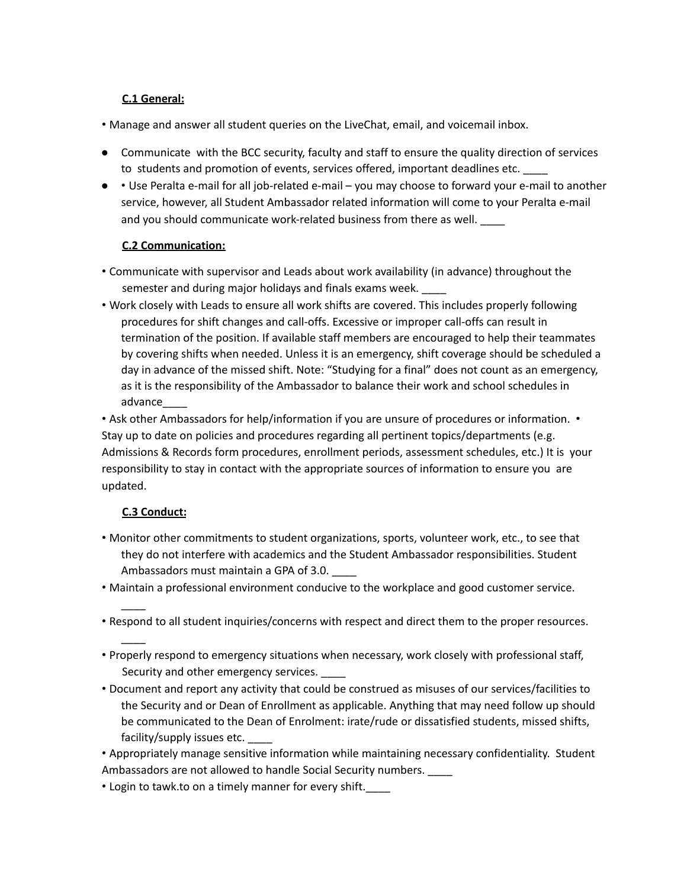**C.1 General:**

- Manage and answer all student queries on the LiveChat, email, and voicemail inbox.
- Communicate with the BCC security, faculty and staff to ensure the quality direction of services to students and promotion of events, services offered, important deadlines etc. ____
- • Use Peralta e-mail for all job-related e-mail – you may choose to forward your e-mail to another service, however, all Student Ambassador related information will come to your Peralta e-mail and you should communicate work-related business from there as well. ____

**C.2 Communication:**

- Communicate with supervisor and Leads about work availability (in advance) throughout the semester and during major holidays and finals exams week. ____
- Work closely with Leads to ensure all work shifts are covered. This includes properly following procedures for shift changes and call-offs. Excessive or improper call-offs can result in termination of the position. If available staff members are encouraged to help their teammates by covering shifts when needed. Unless it is an emergency, shift coverage should be scheduled a day in advance of the missed shift. Note: "Studying for a final" does not count as an emergency, as it is the responsibility of the Ambassador to balance their work and school schedules in advance____
- Ask other Ambassadors for help/information if you are unsure of procedures or information. • Stay up to date on policies and procedures regarding all pertinent topics/departments (e.g. Admissions & Records form procedures, enrollment periods, assessment schedules, etc.) It is your responsibility to stay in contact with the appropriate sources of information to ensure you are updated.

**C.3 Conduct:**

- Monitor other commitments to student organizations, sports, volunteer work, etc., to see that they do not interfere with academics and the Student Ambassador responsibilities. Student Ambassadors must maintain a GPA of 3.0. ____
- Maintain a professional environment conducive to the workplace and good customer service. ____
- Respond to all student inquiries/concerns with respect and direct them to the proper resources. ____
- Properly respond to emergency situations when necessary, work closely with professional staff, Security and other emergency services. ____
- Document and report any activity that could be construed as misuses of our services/facilities to the Security and or Dean of Enrollment as applicable. Anything that may need follow up should be communicated to the Dean of Enrolment: irate/rude or dissatisfied students, missed shifts, facility/supply issues etc. ____
- Appropriately manage sensitive information while maintaining necessary confidentiality. Student Ambassadors are not allowed to handle Social Security numbers. ____
- Login to tawk.to on a timely manner for every shift.____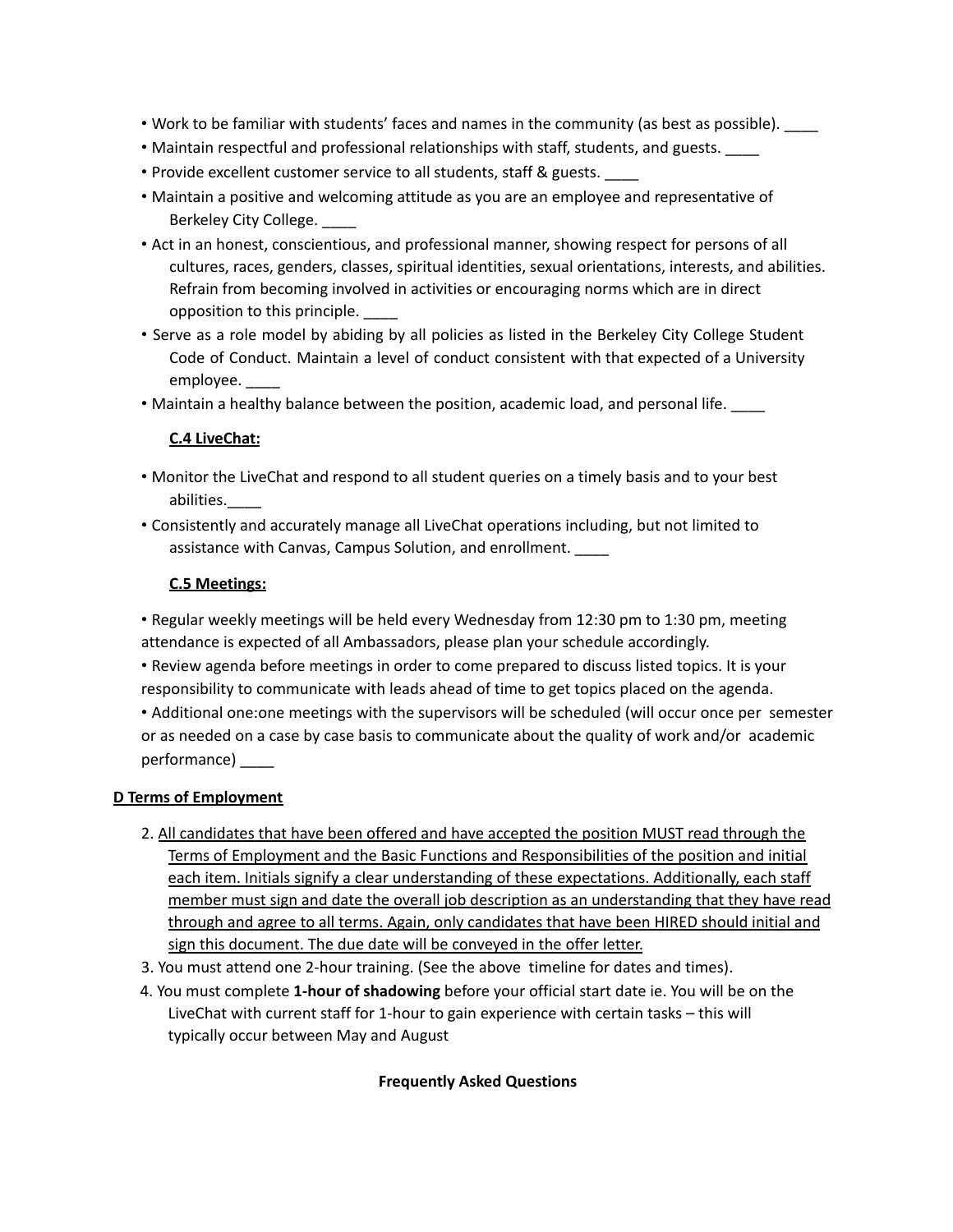- Work to be familiar with students' faces and names in the community (as best as possible). ____
- Maintain respectful and professional relationships with staff, students, and guests. ____
- Provide excellent customer service to all students, staff & guests. ____
- Maintain a positive and welcoming attitude as you are an employee and representative of Berkeley City College. ____
- Act in an honest, conscientious, and professional manner, showing respect for persons of all cultures, races, genders, classes, spiritual identities, sexual orientations, interests, and abilities. Refrain from becoming involved in activities or encouraging norms which are in direct opposition to this principle. ____
- Serve as a role model by abiding by all policies as listed in the Berkeley City College Student Code of Conduct. Maintain a level of conduct consistent with that expected of a University employee. ____
- Maintain a healthy balance between the position, academic load, and personal life. ____

### <u>C.4 LiveChat:</u>

- Monitor the LiveChat and respond to all student queries on a timely basis and to your best abilities.____
- Consistently and accurately manage all LiveChat operations including, but not limited to assistance with Canvas, Campus Solution, and enrollment. ____

### <u>C.5 Meetings:</u>

- Regular weekly meetings will be held every Wednesday from 12:30 pm to 1:30 pm, meeting attendance is expected of all Ambassadors, please plan your schedule accordingly.
- Review agenda before meetings in order to come prepared to discuss listed topics. It is your responsibility to communicate with leads ahead of time to get topics placed on the agenda.
- Additional one:one meetings with the supervisors will be scheduled (will occur once per semester or as needed on a case by case basis to communicate about the quality of work and/or academic performance) ____

## <u>D Terms of Employment</u>

2. <u>All candidates that have been offered and have accepted the position MUST read through the Terms of Employment and the Basic Functions and Responsibilities of the position and initial each item. Initials signify a clear understanding of these expectations. Additionally, each staff member must sign and date the overall job description as an understanding that they have read through and agree to all terms. Again, only candidates that have been HIRED should initial and sign this document. The due date will be conveyed in the offer letter.</u>
3. You must attend one 2-hour training. (See the above timeline for dates and times).
4. You must complete **1-hour of shadowing** before your official start date ie. You will be on the LiveChat with current staff for 1-hour to gain experience with certain tasks – this will typically occur between May and August

**Frequently Asked Questions**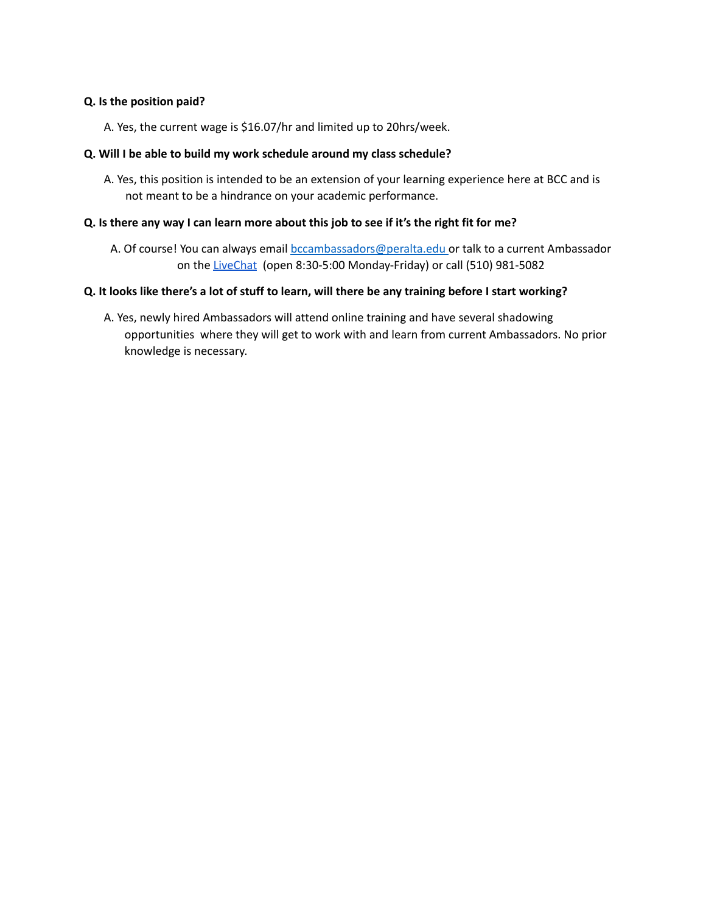**Q. Is the position paid?**

A. Yes, the current wage is $16.07/hr and limited up to 20hrs/week.

**Q. Will I be able to build my work schedule around my class schedule?**

A. Yes, this position is intended to be an extension of your learning experience here at BCC and is not meant to be a hindrance on your academic performance.

**Q. Is there any way I can learn more about this job to see if it's the right fit for me?**

A. Of course! You can always email bccambassadors@peralta.edu or talk to a current Ambassador on the LiveChat (open 8:30-5:00 Monday-Friday) or call (510) 981-5082

**Q. It looks like there's a lot of stuff to learn, will there be any training before I start working?**

A. Yes, newly hired Ambassadors will attend online training and have several shadowing opportunities where they will get to work with and learn from current Ambassadors. No prior knowledge is necessary.